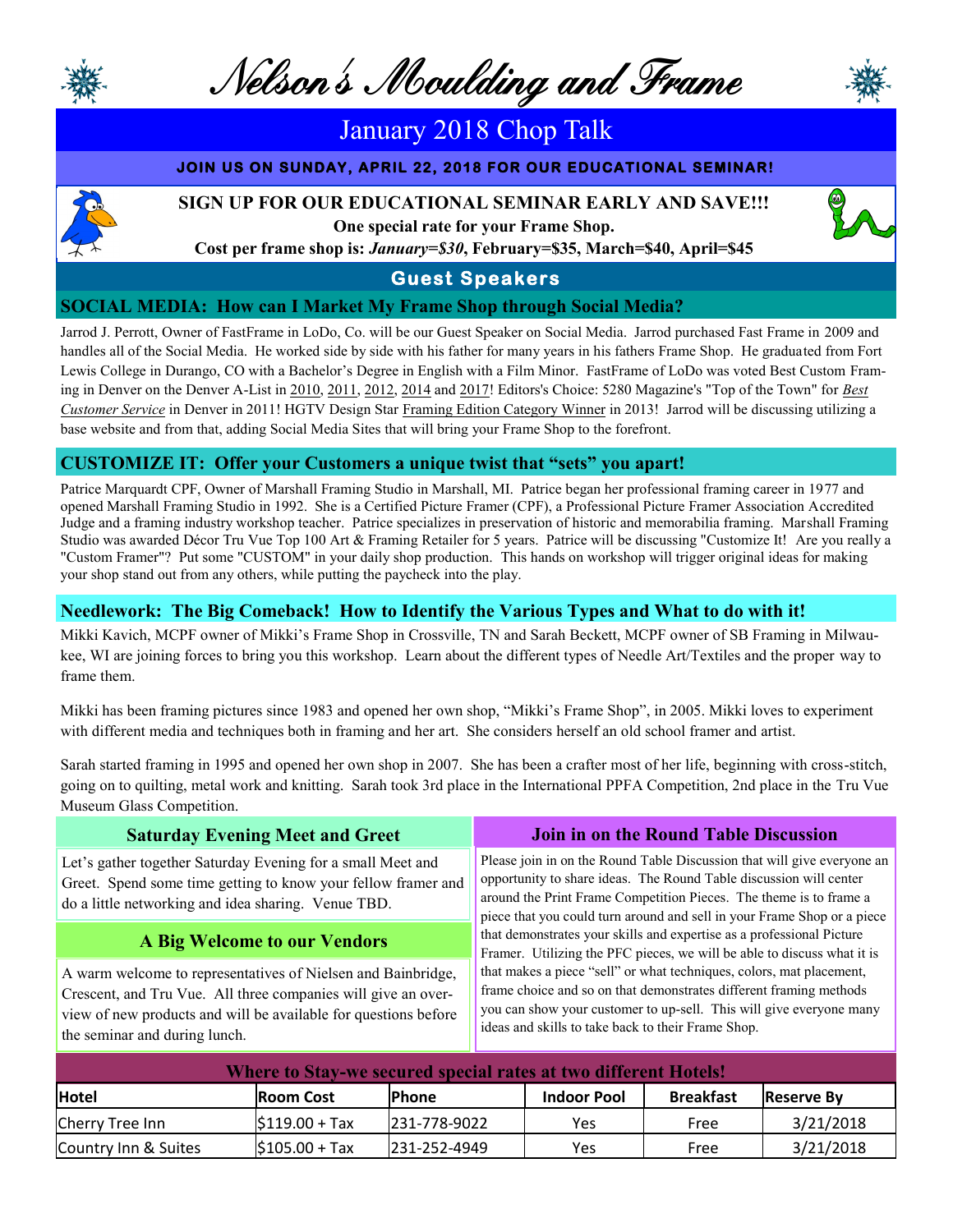# Nelson's Moulding and Frame

## January 2018 Chop Talk

**JOIN US ON SUNDAY, APRIL 22, 2018 FOR OUR EDUCATIONAL SEMINAR!**

**SIGN UP FOR OUR EDUCATIONAL SEMINAR EARLY AND SAVE!!!**

**One special rate for your Frame Shop.**

**Cost per frame shop is: *January=$30*, February=$35, March=$40, April=$45**

## Guest Speakers

### SOCIAL MEDIA: How can I Market My Frame Shop through Social Media?

Jarrod J. Perrott, Owner of FastFrame in LoDo, Co. will be our Guest Speaker on Social Media. Jarrod purchased Fast Frame in 2009 and handles all of the Social Media. He worked side by side with his father for many years in his fathers Frame Shop. He graduated from Fort Lewis College in Durango, CO with a Bachelor's Degree in English with a Film Minor. FastFrame of LoDo was voted Best Custom Framing in Denver on the Denver A-List in 2010, 2011, 2012, 2014 and 2017! Editors's Choice: 5280 Magazine's "Top of the Town" for *Best Customer Service* in Denver in 2011! HGTV Design Star Framing Edition Category Winner in 2013! Jarrod will be discussing utilizing a base website and from that, adding Social Media Sites that will bring your Frame Shop to the forefront.

### CUSTOMIZE IT: Offer your Customers a unique twist that "sets" you apart!

Patrice Marquardt CPF, Owner of Marshall Framing Studio in Marshall, MI. Patrice began her professional framing career in 1977 and opened Marshall Framing Studio in 1992. She is a Certified Picture Framer (CPF), a Professional Picture Framer Association Accredited Judge and a framing industry workshop teacher. Patrice specializes in preservation of historic and memorabilia framing. Marshall Framing Studio was awarded Décor Tru Vue Top 100 Art & Framing Retailer for 5 years. Patrice will be discussing "Customize It! Are you really a "Custom Framer"? Put some "CUSTOM" in your daily shop production. This hands on workshop will trigger original ideas for making your shop stand out from any others, while putting the paycheck into the play.

### Needlework: The Big Comeback! How to Identify the Various Types and What to do with it!

Mikki Kavich, MCPF owner of Mikki's Frame Shop in Crossville, TN and Sarah Beckett, MCPF owner of SB Framing in Milwaukee, WI are joining forces to bring you this workshop. Learn about the different types of Needle Art/Textiles and the proper way to frame them.

Mikki has been framing pictures since 1983 and opened her own shop, "Mikki's Frame Shop", in 2005. Mikki loves to experiment with different media and techniques both in framing and her art. She considers herself an old school framer and artist.

Sarah started framing in 1995 and opened her own shop in 2007. She has been a crafter most of her life, beginning with cross-stitch, going on to quilting, metal work and knitting. Sarah took 3rd place in the International PPFA Competition, 2nd place in the Tru Vue Museum Glass Competition.

### Saturday Evening Meet and Greet

Let's gather together Saturday Evening for a small Meet and Greet. Spend some time getting to know your fellow framer and do a little networking and idea sharing. Venue TBD.

### A Big Welcome to our Vendors

A warm welcome to representatives of Nielsen and Bainbridge, Crescent, and Tru Vue. All three companies will give an overview of new products and will be available for questions before the seminar and during lunch.

### Join in on the Round Table Discussion

Please join in on the Round Table Discussion that will give everyone an opportunity to share ideas. The Round Table discussion will center around the Print Frame Competition Pieces. The theme is to frame a piece that you could turn around and sell in your Frame Shop or a piece that demonstrates your skills and expertise as a professional Picture Framer. Utilizing the PFC pieces, we will be able to discuss what it is that makes a piece "sell" or what techniques, colors, mat placement, frame choice and so on that demonstrates different framing methods you can show your customer to up-sell. This will give everyone many ideas and skills to take back to their Frame Shop.

### Where to Stay-we secured special rates at two different Hotels!

| Hotel | Room Cost | Phone | Indoor Pool | Breakfast | Reserve By |
|---|---|---|---|---|---|
| Cherry Tree Inn | $119.00 + Tax | 231-778-9022 | Yes | Free | 3/21/2018 |
| Country Inn & Suites | $105.00 + Tax | 231-252-4949 | Yes | Free | 3/21/2018 |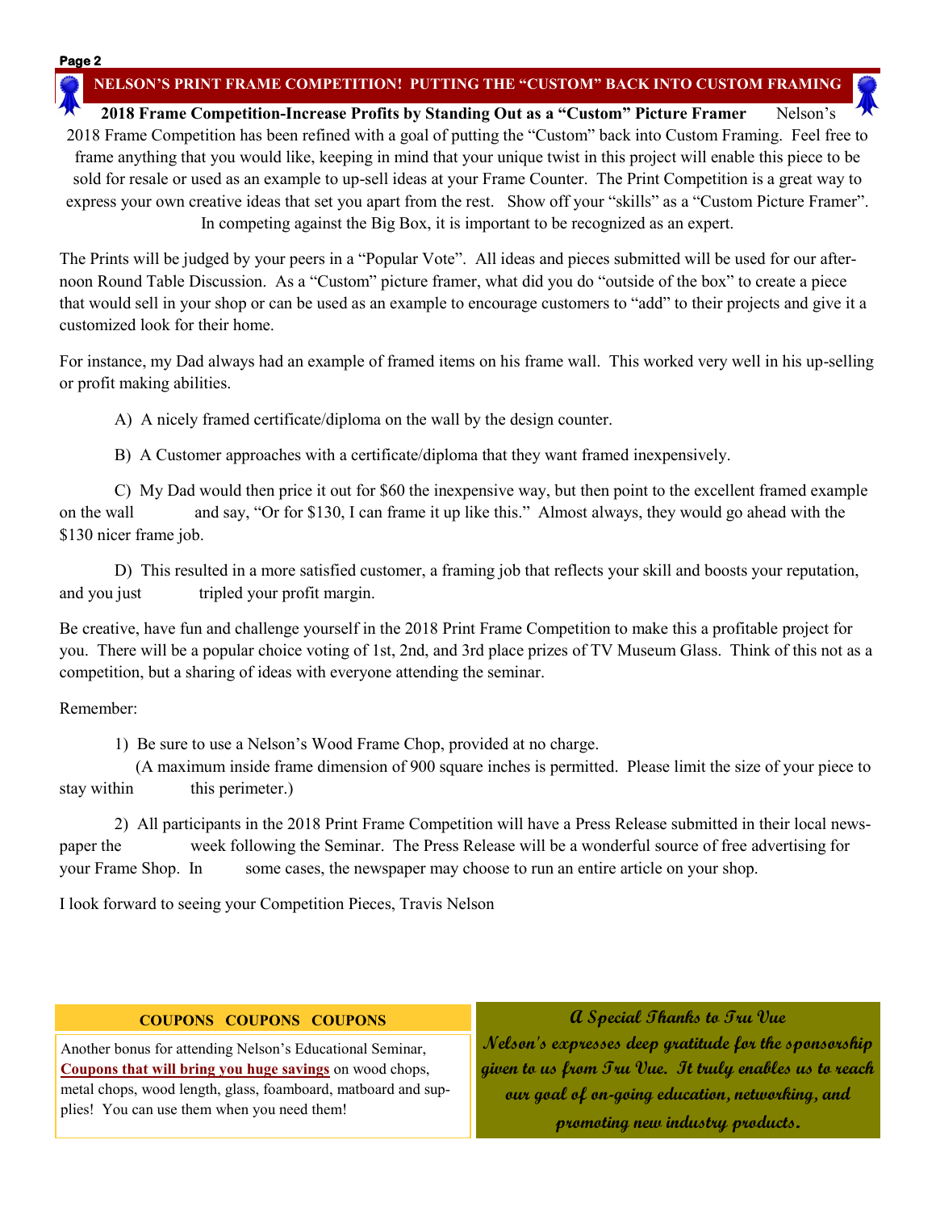## NELSON'S PRINT FRAME COMPETITION! PUTTING THE "CUSTOM" BACK INTO CUSTOM FRAMING

**2018 Frame Competition-Increase Profits by Standing Out as a "Custom" Picture Framer** Nelson's 2018 Frame Competition has been refined with a goal of putting the "Custom" back into Custom Framing. Feel free to frame anything that you would like, keeping in mind that your unique twist in this project will enable this piece to be sold for resale or used as an example to up-sell ideas at your Frame Counter. The Print Competition is a great way to express your own creative ideas that set you apart from the rest. Show off your "skills" as a "Custom Picture Framer". In competing against the Big Box, it is important to be recognized as an expert.

The Prints will be judged by your peers in a "Popular Vote". All ideas and pieces submitted will be used for our afternoon Round Table Discussion. As a "Custom" picture framer, what did you do "outside of the box" to create a piece that would sell in your shop or can be used as an example to encourage customers to "add" to their projects and give it a customized look for their home.

For instance, my Dad always had an example of framed items on his frame wall. This worked very well in his up-selling or profit making abilities.

A) A nicely framed certificate/diploma on the wall by the design counter.

B) A Customer approaches with a certificate/diploma that they want framed inexpensively.

C) My Dad would then price it out for $60 the inexpensive way, but then point to the excellent framed example on the wall and say, "Or for $130, I can frame it up like this." Almost always, they would go ahead with the $130 nicer frame job.

D) This resulted in a more satisfied customer, a framing job that reflects your skill and boosts your reputation, and you just tripled your profit margin.

Be creative, have fun and challenge yourself in the 2018 Print Frame Competition to make this a profitable project for you. There will be a popular choice voting of 1st, 2nd, and 3rd place prizes of TV Museum Glass. Think of this not as a competition, but a sharing of ideas with everyone attending the seminar.

Remember:

1) Be sure to use a Nelson's Wood Frame Chop, provided at no charge.
(A maximum inside frame dimension of 900 square inches is permitted. Please limit the size of your piece to stay within this perimeter.)

2) All participants in the 2018 Print Frame Competition will have a Press Release submitted in their local newspaper the week following the Seminar. The Press Release will be a wonderful source of free advertising for your Frame Shop. In some cases, the newspaper may choose to run an entire article on your shop.

I look forward to seeing your Competition Pieces, Travis Nelson

### COUPONS COUPONS COUPONS

Another bonus for attending Nelson's Educational Seminar, **Coupons that will bring you huge savings** on wood chops, metal chops, wood length, glass, foamboard, matboard and supplies! You can use them when you need them!

### *A Special Thanks to Tru Vue*

*Nelson's expresses deep gratitude for the sponsorship given to us from Tru Vue. It truly enables us to reach our goal of on-going education, networking, and promoting new industry products.*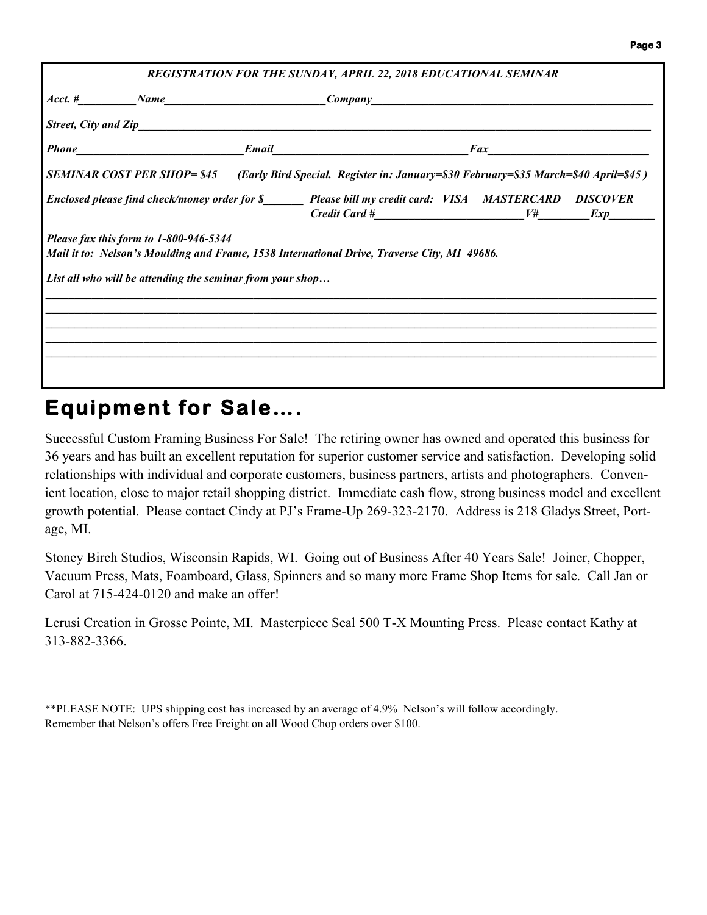***REGISTRATION FOR THE SUNDAY, APRIL 22, 2018 EDUCATIONAL SEMINAR***

***Acct. #__________ Name____________________________ Company__________________________________________________***

***Street, City and Zip_________________________________________________________________________________________***

***Phone____________________________ Email__________________________________ Fax___________________________***

***SEMINAR COST PER SHOP= $45 (Early Bird Special. Register in: January=$30 February=$35 March=$40 April=$45 )***

***Enclosed please find check/money order for $_______ Please bill my credit card: VISA MASTERCARD DISCOVER***
***Credit Card #__________________________ V#_________ Exp________***

***Please fax this form to 1-800-946-5344***
***Mail it to: Nelson's Moulding and Frame, 1538 International Drive, Traverse City, MI 49686.***

***List all who will be attending the seminar from your shop…***

______________________________________________________________________________________________

______________________________________________________________________________________________

______________________________________________________________________________________________

______________________________________________________________________________________________

______________________________________________________________________________________________

# Equipment for Sale....

Successful Custom Framing Business For Sale! The retiring owner has owned and operated this business for 36 years and has built an excellent reputation for superior customer service and satisfaction. Developing solid relationships with individual and corporate customers, business partners, artists and photographers. Convenient location, close to major retail shopping district. Immediate cash flow, strong business model and excellent growth potential. Please contact Cindy at PJ's Frame-Up 269-323-2170. Address is 218 Gladys Street, Portage, MI.

Stoney Birch Studios, Wisconsin Rapids, WI. Going out of Business After 40 Years Sale! Joiner, Chopper, Vacuum Press, Mats, Foamboard, Glass, Spinners and so many more Frame Shop Items for sale. Call Jan or Carol at 715-424-0120 and make an offer!

Lerusi Creation in Grosse Pointe, MI. Masterpiece Seal 500 T-X Mounting Press. Please contact Kathy at 313-882-3366.

**PLEASE NOTE: UPS shipping cost has increased by an average of 4.9% Nelson's will follow accordingly.
Remember that Nelson's offers Free Freight on all Wood Chop orders over $100.